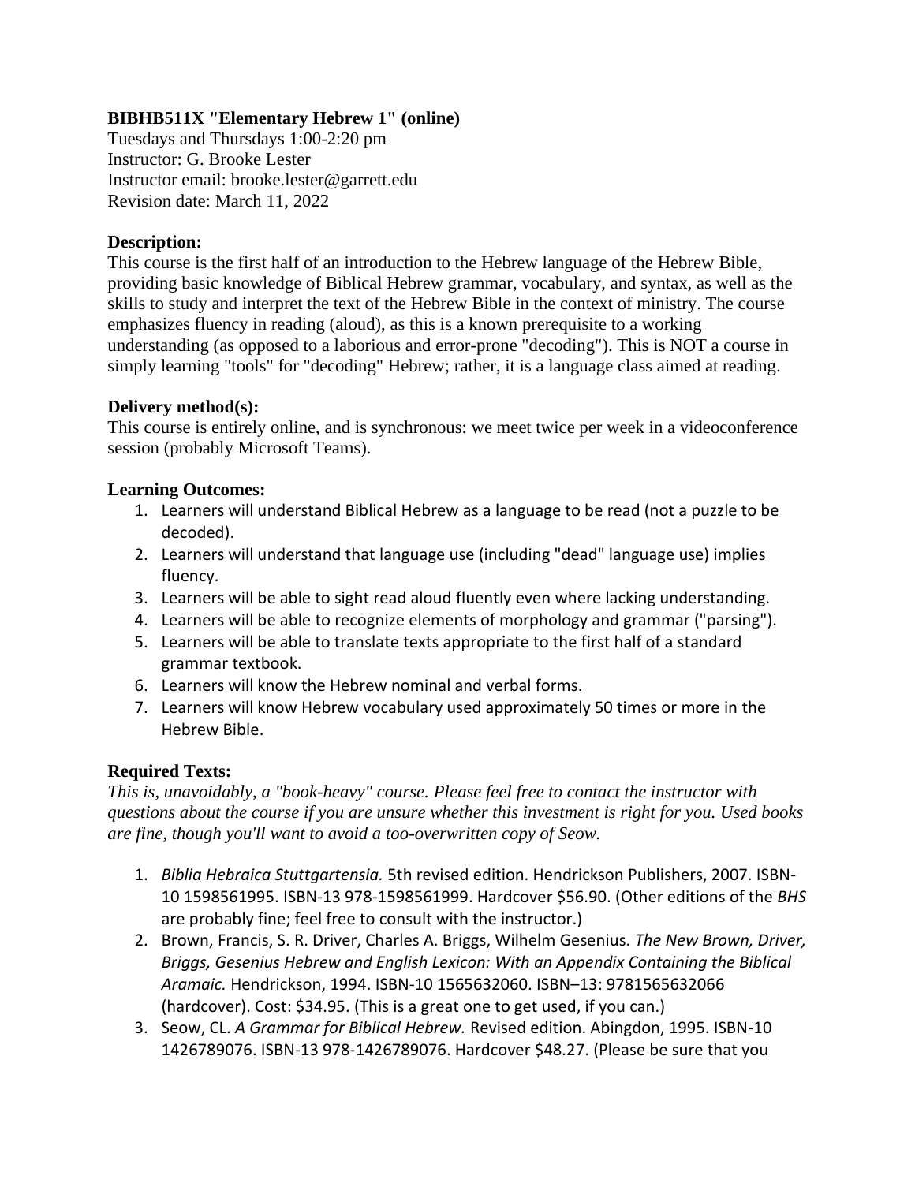**BIBHB511X "Elementary Hebrew 1" (online)**
Tuesdays and Thursdays 1:00-2:20 pm
Instructor: G. Brooke Lester
Instructor email: brooke.lester@garrett.edu
Revision date: March 11, 2022

**Description:**
This course is the first half of an introduction to the Hebrew language of the Hebrew Bible, providing basic knowledge of Biblical Hebrew grammar, vocabulary, and syntax, as well as the skills to study and interpret the text of the Hebrew Bible in the context of ministry. The course emphasizes fluency in reading (aloud), as this is a known prerequisite to a working understanding (as opposed to a laborious and error-prone "decoding"). This is NOT a course in simply learning "tools" for "decoding" Hebrew; rather, it is a language class aimed at reading.

**Delivery method(s):**
This course is entirely online, and is synchronous: we meet twice per week in a videoconference session (probably Microsoft Teams).

**Learning Outcomes:**

1. Learners will understand Biblical Hebrew as a language to be read (not a puzzle to be decoded).
2. Learners will understand that language use (including "dead" language use) implies fluency.
3. Learners will be able to sight read aloud fluently even where lacking understanding.
4. Learners will be able to recognize elements of morphology and grammar ("parsing").
5. Learners will be able to translate texts appropriate to the first half of a standard grammar textbook.
6. Learners will know the Hebrew nominal and verbal forms.
7. Learners will know Hebrew vocabulary used approximately 50 times or more in the Hebrew Bible.

**Required Texts:**
*This is, unavoidably, a "book-heavy" course. Please feel free to contact the instructor with questions about the course if you are unsure whether this investment is right for you. Used books are fine, though you'll want to avoid a too-overwritten copy of Seow.*

1. *Biblia Hebraica Stuttgartensia.* 5th revised edition. Hendrickson Publishers, 2007. ISBN-10 1598561995. ISBN-13 978-1598561999. Hardcover $56.90. (Other editions of the *BHS* are probably fine; feel free to consult with the instructor.)
2. Brown, Francis, S. R. Driver, Charles A. Briggs, Wilhelm Gesenius. *The New Brown, Driver, Briggs, Gesenius Hebrew and English Lexicon: With an Appendix Containing the Biblical Aramaic.* Hendrickson, 1994. ISBN-10 1565632060. ISBN–13: 9781565632066 (hardcover). Cost: $34.95. (This is a great one to get used, if you can.)
3. Seow, CL. *A Grammar for Biblical Hebrew.* Revised edition. Abingdon, 1995. ISBN-10 1426789076. ISBN-13 978-1426789076. Hardcover $48.27. (Please be sure that you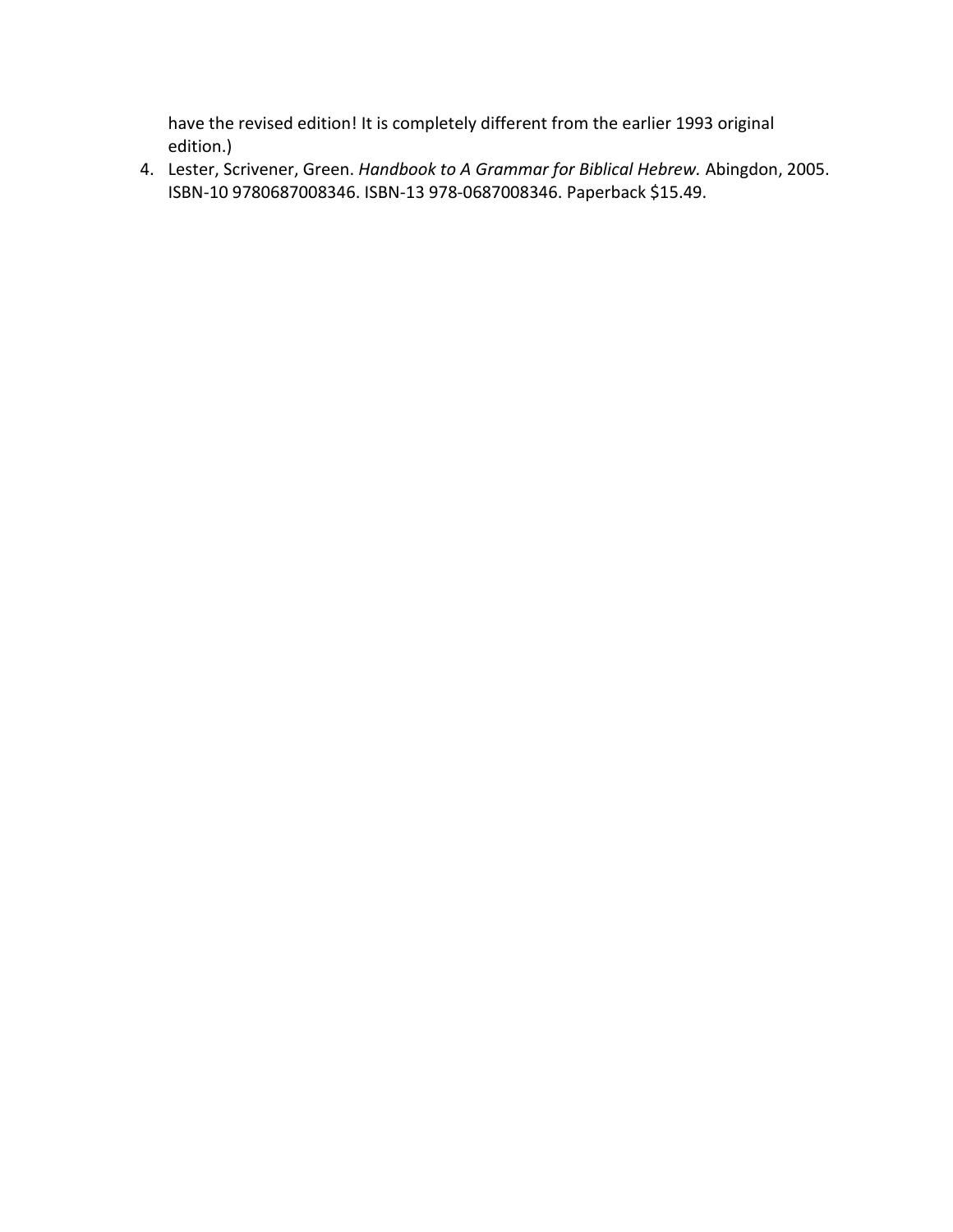have the revised edition! It is completely different from the earlier 1993 original edition.)

4. Lester, Scrivener, Green. *Handbook to A Grammar for Biblical Hebrew.* Abingdon, 2005. ISBN-10 9780687008346. ISBN-13 978-0687008346. Paperback $15.49.